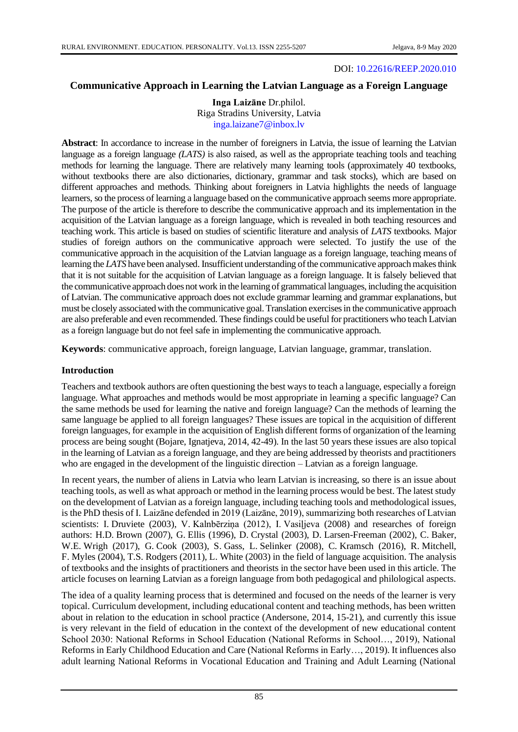DOI: 10.22616/REEP.2020.010

# Communicative Approach in Learning the Latvian Language as a Foreign Language

**Inga Laizāne** Dr.philol.
Riga Stradins University, Latvia
inga.laizane7@inbox.lv

**Abstract**: In accordance to increase in the number of foreigners in Latvia, the issue of learning the Latvian language as a foreign language *(LATS)* is also raised, as well as the appropriate teaching tools and teaching methods for learning the language. There are relatively many learning tools (approximately 40 textbooks, without textbooks there are also dictionaries, dictionary, grammar and task stocks), which are based on different approaches and methods. Thinking about foreigners in Latvia highlights the needs of language learners, so the process of learning a language based on the communicative approach seems more appropriate. The purpose of the article is therefore to describe the communicative approach and its implementation in the acquisition of the Latvian language as a foreign language, which is revealed in both teaching resources and teaching work. This article is based on studies of scientific literature and analysis of *LATS* textbooks. Major studies of foreign authors on the communicative approach were selected. To justify the use of the communicative approach in the acquisition of the Latvian language as a foreign language, teaching means of learning the *LATS* have been analysed. Insufficient understanding of the communicative approach makes think that it is not suitable for the acquisition of Latvian language as a foreign language. It is falsely believed that the communicative approach does not work in the learning of grammatical languages, including the acquisition of Latvian. The communicative approach does not exclude grammar learning and grammar explanations, but must be closely associated with the communicative goal. Translation exercises in the communicative approach are also preferable and even recommended. These findings could be useful for practitioners who teach Latvian as a foreign language but do not feel safe in implementing the communicative approach.

**Keywords**: communicative approach, foreign language, Latvian language, grammar, translation.

## Introduction

Teachers and textbook authors are often questioning the best ways to teach a language, especially a foreign language. What approaches and methods would be most appropriate in learning a specific language? Can the same methods be used for learning the native and foreign language? Can the methods of learning the same language be applied to all foreign languages? These issues are topical in the acquisition of different foreign languages, for example in the acquisition of English different forms of organization of the learning process are being sought (Bojare, Ignatjeva, 2014, 42-49). In the last 50 years these issues are also topical in the learning of Latvian as a foreign language, and they are being addressed by theorists and practitioners who are engaged in the development of the linguistic direction – Latvian as a foreign language.

In recent years, the number of aliens in Latvia who learn Latvian is increasing, so there is an issue about teaching tools, as well as what approach or method in the learning process would be best. The latest study on the development of Latvian as a foreign language, including teaching tools and methodological issues, is the PhD thesis of I. Laizāne defended in 2019 (Laizāne, 2019), summarizing both researches of Latvian scientists: I. Druviete (2003), V. Kalnbērziņa (2012), I. Vasiļjeva (2008) and researches of foreign authors: H.D. Brown (2007), G. Ellis (1996), D. Crystal (2003), D. Larsen-Freeman (2002), C. Baker, W.E. Wrigh (2017), G. Cook (2003), S. Gass, L. Selinker (2008), C. Kramsch (2016), R. Mitchell, F. Myles (2004), T.S. Rodgers (2011), L. White (2003) in the field of language acquisition. The analysis of textbooks and the insights of practitioners and theorists in the sector have been used in this article. The article focuses on learning Latvian as a foreign language from both pedagogical and philological aspects.

The idea of a quality learning process that is determined and focused on the needs of the learner is very topical. Curriculum development, including educational content and teaching methods, has been written about in relation to the education in school practice (Andersone, 2014, 15-21), and currently this issue is very relevant in the field of education in the context of the development of new educational content School 2030: National Reforms in School Education (National Reforms in School…, 2019), National Reforms in Early Childhood Education and Care (National Reforms in Early…, 2019). It influences also adult learning National Reforms in Vocational Education and Training and Adult Learning (National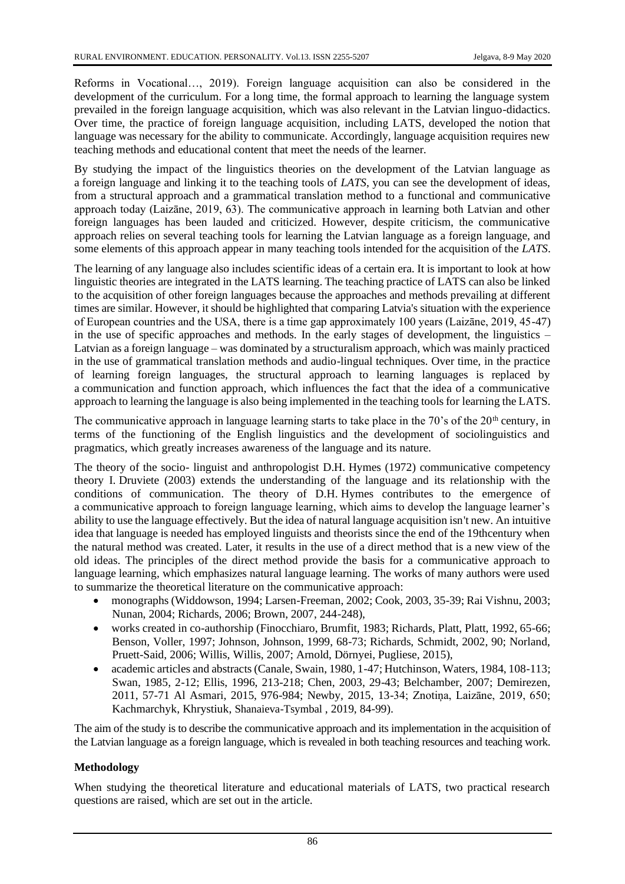Reforms in Vocational…, 2019). Foreign language acquisition can also be considered in the development of the curriculum. For a long time, the formal approach to learning the language system prevailed in the foreign language acquisition, which was also relevant in the Latvian linguo-didactics. Over time, the practice of foreign language acquisition, including LATS, developed the notion that language was necessary for the ability to communicate. Accordingly, language acquisition requires new teaching methods and educational content that meet the needs of the learner.

By studying the impact of the linguistics theories on the development of the Latvian language as a foreign language and linking it to the teaching tools of *LATS*, you can see the development of ideas, from a structural approach and a grammatical translation method to a functional and communicative approach today (Laizāne, 2019, 63). The communicative approach in learning both Latvian and other foreign languages has been lauded and criticized. However, despite criticism, the communicative approach relies on several teaching tools for learning the Latvian language as a foreign language, and some elements of this approach appear in many teaching tools intended for the acquisition of the *LATS*.

The learning of any language also includes scientific ideas of a certain era. It is important to look at how linguistic theories are integrated in the LATS learning. The teaching practice of LATS can also be linked to the acquisition of other foreign languages because the approaches and methods prevailing at different times are similar. However, it should be highlighted that comparing Latvia's situation with the experience of European countries and the USA, there is a time gap approximately 100 years (Laizāne, 2019, 45-47) in the use of specific approaches and methods. In the early stages of development, the linguistics – Latvian as a foreign language – was dominated by a structuralism approach, which was mainly practiced in the use of grammatical translation methods and audio-lingual techniques. Over time, in the practice of learning foreign languages, the structural approach to learning languages is replaced by a communication and function approach, which influences the fact that the idea of a communicative approach to learning the language is also being implemented in the teaching tools for learning the LATS.

The communicative approach in language learning starts to take place in the 70's of the 20th century, in terms of the functioning of the English linguistics and the development of sociolinguistics and pragmatics, which greatly increases awareness of the language and its nature.

The theory of the socio- linguist and anthropologist D.H. Hymes (1972) communicative competency theory I. Druviete (2003) extends the understanding of the language and its relationship with the conditions of communication. The theory of D.H. Hymes contributes to the emergence of a communicative approach to foreign language learning, which aims to develop the language learner's ability to use the language effectively. But the idea of natural language acquisition isn't new. An intuitive idea that language is needed has employed linguists and theorists since the end of the 19thcentury when the natural method was created. Later, it results in the use of a direct method that is a new view of the old ideas. The principles of the direct method provide the basis for a communicative approach to language learning, which emphasizes natural language learning. The works of many authors were used to summarize the theoretical literature on the communicative approach:

- monographs (Widdowson, 1994; Larsen-Freeman, 2002; Cook, 2003, 35-39; Rai Vishnu, 2003; Nunan, 2004; Richards, 2006; Brown, 2007, 244-248),
- works created in co-authorship (Finocchiaro, Brumfit, 1983; Richards, Platt, Platt, 1992, 65-66; Benson, Voller, 1997; Johnson, Johnson, 1999, 68-73; Richards, Schmidt, 2002, 90; Norland, Pruett-Said, 2006; Willis, Willis, 2007; Arnold, Dörnyei, Pugliese, 2015),
- academic articles and abstracts (Canale, Swain, 1980, 1-47; Hutchinson, Waters, 1984, 108-113; Swan, 1985, 2-12; Ellis, 1996, 213-218; Chen, 2003, 29-43; Belchamber, 2007; Demirezen, 2011, 57-71 Al Asmari, 2015, 976-984; Newby, 2015, 13-34; Znotiņa, Laizāne, 2019, 650; Kachmarchyk, Khrystiuk, Shanaieva-Tsymbal , 2019, 84-99).

The aim of the study is to describe the communicative approach and its implementation in the acquisition of the Latvian language as a foreign language, which is revealed in both teaching resources and teaching work.

## Methodology

When studying the theoretical literature and educational materials of LATS, two practical research questions are raised, which are set out in the article.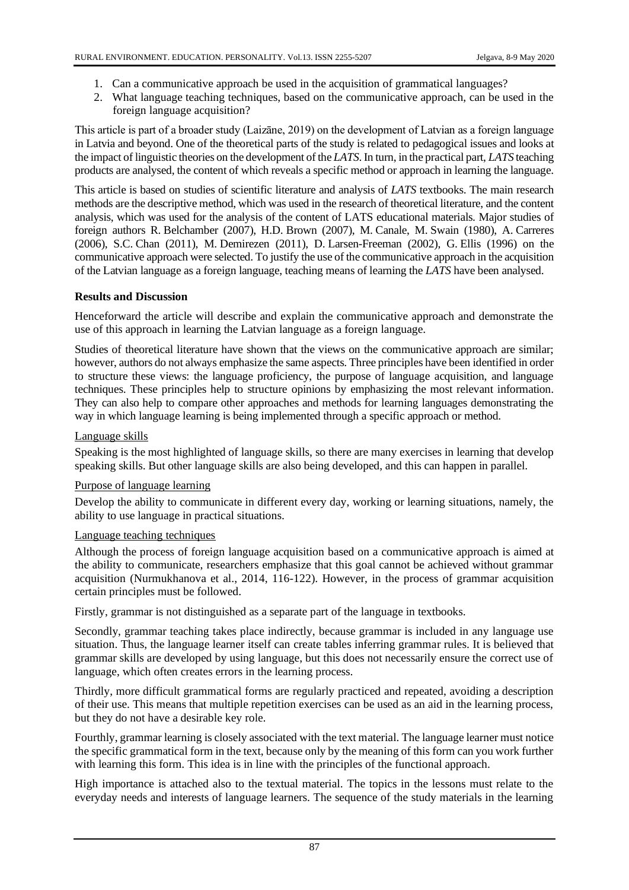1. Can a communicative approach be used in the acquisition of grammatical languages?
2. What language teaching techniques, based on the communicative approach, can be used in the foreign language acquisition?

This article is part of a broader study (Laizāne, 2019) on the development of Latvian as a foreign language in Latvia and beyond. One of the theoretical parts of the study is related to pedagogical issues and looks at the impact of linguistic theories on the development of the *LATS*. In turn, in the practical part, *LATS* teaching products are analysed, the content of which reveals a specific method or approach in learning the language.

This article is based on studies of scientific literature and analysis of *LATS* textbooks. The main research methods are the descriptive method, which was used in the research of theoretical literature, and the content analysis, which was used for the analysis of the content of LATS educational materials. Major studies of foreign authors R. Belchamber (2007), H.D. Brown (2007), M. Canale, M. Swain (1980), A. Carreres (2006), S.C. Chan (2011), M. Demirezen (2011), D. Larsen-Freeman (2002), G. Ellis (1996) on the communicative approach were selected. To justify the use of the communicative approach in the acquisition of the Latvian language as a foreign language, teaching means of learning the *LATS* have been analysed.

## Results and Discussion

Henceforward the article will describe and explain the communicative approach and demonstrate the use of this approach in learning the Latvian language as a foreign language.

Studies of theoretical literature have shown that the views on the communicative approach are similar; however, authors do not always emphasize the same aspects. Three principles have been identified in order to structure these views: the language proficiency, the purpose of language acquisition, and language techniques. These principles help to structure opinions by emphasizing the most relevant information. They can also help to compare other approaches and methods for learning languages demonstrating the way in which language learning is being implemented through a specific approach or method.

### Language skills

Speaking is the most highlighted of language skills, so there are many exercises in learning that develop speaking skills. But other language skills are also being developed, and this can happen in parallel.

### Purpose of language learning

Develop the ability to communicate in different every day, working or learning situations, namely, the ability to use language in practical situations.

### Language teaching techniques

Although the process of foreign language acquisition based on a communicative approach is aimed at the ability to communicate, researchers emphasize that this goal cannot be achieved without grammar acquisition (Nurmukhanova et al., 2014, 116-122). However, in the process of grammar acquisition certain principles must be followed.

Firstly, grammar is not distinguished as a separate part of the language in textbooks.

Secondly, grammar teaching takes place indirectly, because grammar is included in any language use situation. Thus, the language learner itself can create tables inferring grammar rules. It is believed that grammar skills are developed by using language, but this does not necessarily ensure the correct use of language, which often creates errors in the learning process.

Thirdly, more difficult grammatical forms are regularly practiced and repeated, avoiding a description of their use. This means that multiple repetition exercises can be used as an aid in the learning process, but they do not have a desirable key role.

Fourthly, grammar learning is closely associated with the text material. The language learner must notice the specific grammatical form in the text, because only by the meaning of this form can you work further with learning this form. This idea is in line with the principles of the functional approach.

High importance is attached also to the textual material. The topics in the lessons must relate to the everyday needs and interests of language learners. The sequence of the study materials in the learning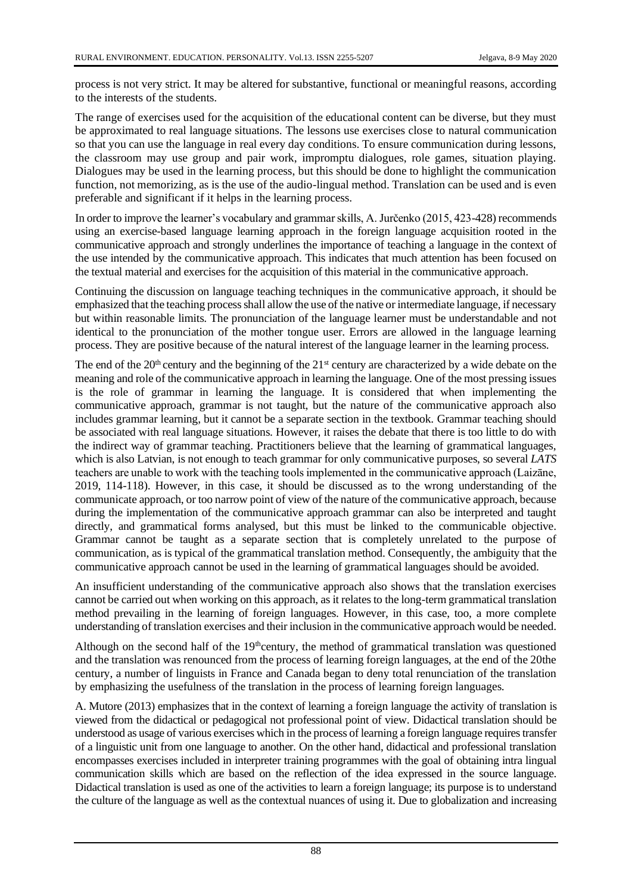process is not very strict. It may be altered for substantive, functional or meaningful reasons, according to the interests of the students.

The range of exercises used for the acquisition of the educational content can be diverse, but they must be approximated to real language situations. The lessons use exercises close to natural communication so that you can use the language in real every day conditions. To ensure communication during lessons, the classroom may use group and pair work, impromptu dialogues, role games, situation playing. Dialogues may be used in the learning process, but this should be done to highlight the communication function, not memorizing, as is the use of the audio-lingual method. Translation can be used and is even preferable and significant if it helps in the learning process.

In order to improve the learner's vocabulary and grammar skills, A. Jurčenko (2015, 423-428) recommends using an exercise-based language learning approach in the foreign language acquisition rooted in the communicative approach and strongly underlines the importance of teaching a language in the context of the use intended by the communicative approach. This indicates that much attention has been focused on the textual material and exercises for the acquisition of this material in the communicative approach.

Continuing the discussion on language teaching techniques in the communicative approach, it should be emphasized that the teaching process shall allow the use of the native or intermediate language, if necessary but within reasonable limits. The pronunciation of the language learner must be understandable and not identical to the pronunciation of the mother tongue user. Errors are allowed in the language learning process. They are positive because of the natural interest of the language learner in the learning process.

The end of the 20th century and the beginning of the 21st century are characterized by a wide debate on the meaning and role of the communicative approach in learning the language. One of the most pressing issues is the role of grammar in learning the language. It is considered that when implementing the communicative approach, grammar is not taught, but the nature of the communicative approach also includes grammar learning, but it cannot be a separate section in the textbook. Grammar teaching should be associated with real language situations. However, it raises the debate that there is too little to do with the indirect way of grammar teaching. Practitioners believe that the learning of grammatical languages, which is also Latvian, is not enough to teach grammar for only communicative purposes, so several *LATS* teachers are unable to work with the teaching tools implemented in the communicative approach (Laizāne, 2019, 114-118). However, in this case, it should be discussed as to the wrong understanding of the communicate approach, or too narrow point of view of the nature of the communicative approach, because during the implementation of the communicative approach grammar can also be interpreted and taught directly, and grammatical forms analysed, but this must be linked to the communicable objective. Grammar cannot be taught as a separate section that is completely unrelated to the purpose of communication, as is typical of the grammatical translation method. Consequently, the ambiguity that the communicative approach cannot be used in the learning of grammatical languages should be avoided.

An insufficient understanding of the communicative approach also shows that the translation exercises cannot be carried out when working on this approach, as it relates to the long-term grammatical translation method prevailing in the learning of foreign languages. However, in this case, too, a more complete understanding of translation exercises and their inclusion in the communicative approach would be needed.

Although on the second half of the 19th century, the method of grammatical translation was questioned and the translation was renounced from the process of learning foreign languages, at the end of the 20the century, a number of linguists in France and Canada began to deny total renunciation of the translation by emphasizing the usefulness of the translation in the process of learning foreign languages.

A. Mutore (2013) emphasizes that in the context of learning a foreign language the activity of translation is viewed from the didactical or pedagogical not professional point of view. Didactical translation should be understood as usage of various exercises which in the process of learning a foreign language requires transfer of a linguistic unit from one language to another. On the other hand, didactical and professional translation encompasses exercises included in interpreter training programmes with the goal of obtaining intra lingual communication skills which are based on the reflection of the idea expressed in the source language. Didactical translation is used as one of the activities to learn a foreign language; its purpose is to understand the culture of the language as well as the contextual nuances of using it. Due to globalization and increasing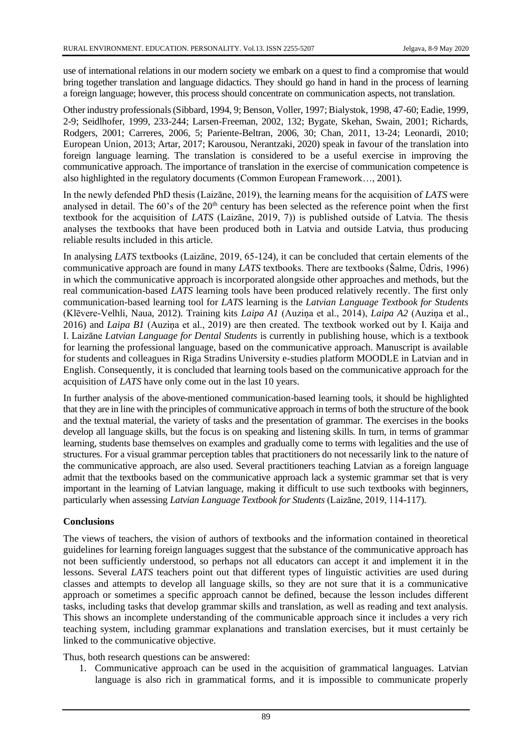use of international relations in our modern society we embark on a quest to find a compromise that would bring together translation and language didactics. They should go hand in hand in the process of learning a foreign language; however, this process should concentrate on communication aspects, not translation.

Other industry professionals (Sibbard, 1994, 9; Benson, Voller, 1997; Bialystok, 1998, 47-60; Eadie, 1999, 2-9; Seidlhofer, 1999, 233-244; Larsen-Freeman, 2002, 132; Bygate, Skehan, Swain, 2001; Richards, Rodgers, 2001; Carreres, 2006, 5; Pariente-Beltran, 2006, 30; Chan, 2011, 13-24; Leonardi, 2010; European Union, 2013; Artar, 2017; Karousou, Nerantzaki, 2020) speak in favour of the translation into foreign language learning. The translation is considered to be a useful exercise in improving the communicative approach. The importance of translation in the exercise of communication competence is also highlighted in the regulatory documents (Common European Framework…, 2001).

In the newly defended PhD thesis (Laizāne, 2019), the learning means for the acquisition of *LATS* were analysed in detail. The 60's of the 20th century has been selected as the reference point when the first textbook for the acquisition of *LATS* (Laizāne, 2019, 7)) is published outside of Latvia. The thesis analyses the textbooks that have been produced both in Latvia and outside Latvia, thus producing reliable results included in this article.

In analysing *LATS* textbooks (Laizāne, 2019, 65-124), it can be concluded that certain elements of the communicative approach are found in many *LATS* textbooks. There are textbooks (Šalme, Ūdris, 1996) in which the communicative approach is incorporated alongside other approaches and methods, but the real communication-based *LATS* learning tools have been produced relatively recently. The first only communication-based learning tool for *LATS* learning is the *Latvian Language Textbook for Students* (Klēvere-Velhli, Naua, 2012). Training kits *Laipa A1* (Auziņa et al., 2014), *Laipa A2* (Auziņa et al., 2016) and *Laipa B1* (Auziņa et al., 2019) are then created. The textbook worked out by I. Kaija and I. Laizāne *Latvian Language for Dental Students* is currently in publishing house, which is a textbook for learning the professional language, based on the communicative approach. Manuscript is available for students and colleagues in Riga Stradins University e-studies platform MOODLE in Latvian and in English. Consequently, it is concluded that learning tools based on the communicative approach for the acquisition of *LATS* have only come out in the last 10 years.

In further analysis of the above-mentioned communication-based learning tools, it should be highlighted that they are in line with the principles of communicative approach in terms of both the structure of the book and the textual material, the variety of tasks and the presentation of grammar. The exercises in the books develop all language skills, but the focus is on speaking and listening skills. In turn, in terms of grammar learning, students base themselves on examples and gradually come to terms with legalities and the use of structures. For a visual grammar perception tables that practitioners do not necessarily link to the nature of the communicative approach, are also used. Several practitioners teaching Latvian as a foreign language admit that the textbooks based on the communicative approach lack a systemic grammar set that is very important in the learning of Latvian language, making it difficult to use such textbooks with beginners, particularly when assessing *Latvian Language Textbook for Students* (Laizāne, 2019, 114-117).

## Conclusions

The views of teachers, the vision of authors of textbooks and the information contained in theoretical guidelines for learning foreign languages suggest that the substance of the communicative approach has not been sufficiently understood, so perhaps not all educators can accept it and implement it in the lessons. Several *LATS* teachers point out that different types of linguistic activities are used during classes and attempts to develop all language skills, so they are not sure that it is a communicative approach or sometimes a specific approach cannot be defined, because the lesson includes different tasks, including tasks that develop grammar skills and translation, as well as reading and text analysis. This shows an incomplete understanding of the communicable approach since it includes a very rich teaching system, including grammar explanations and translation exercises, but it must certainly be linked to the communicative objective.

Thus, both research questions can be answered:

1. Communicative approach can be used in the acquisition of grammatical languages. Latvian language is also rich in grammatical forms, and it is impossible to communicate properly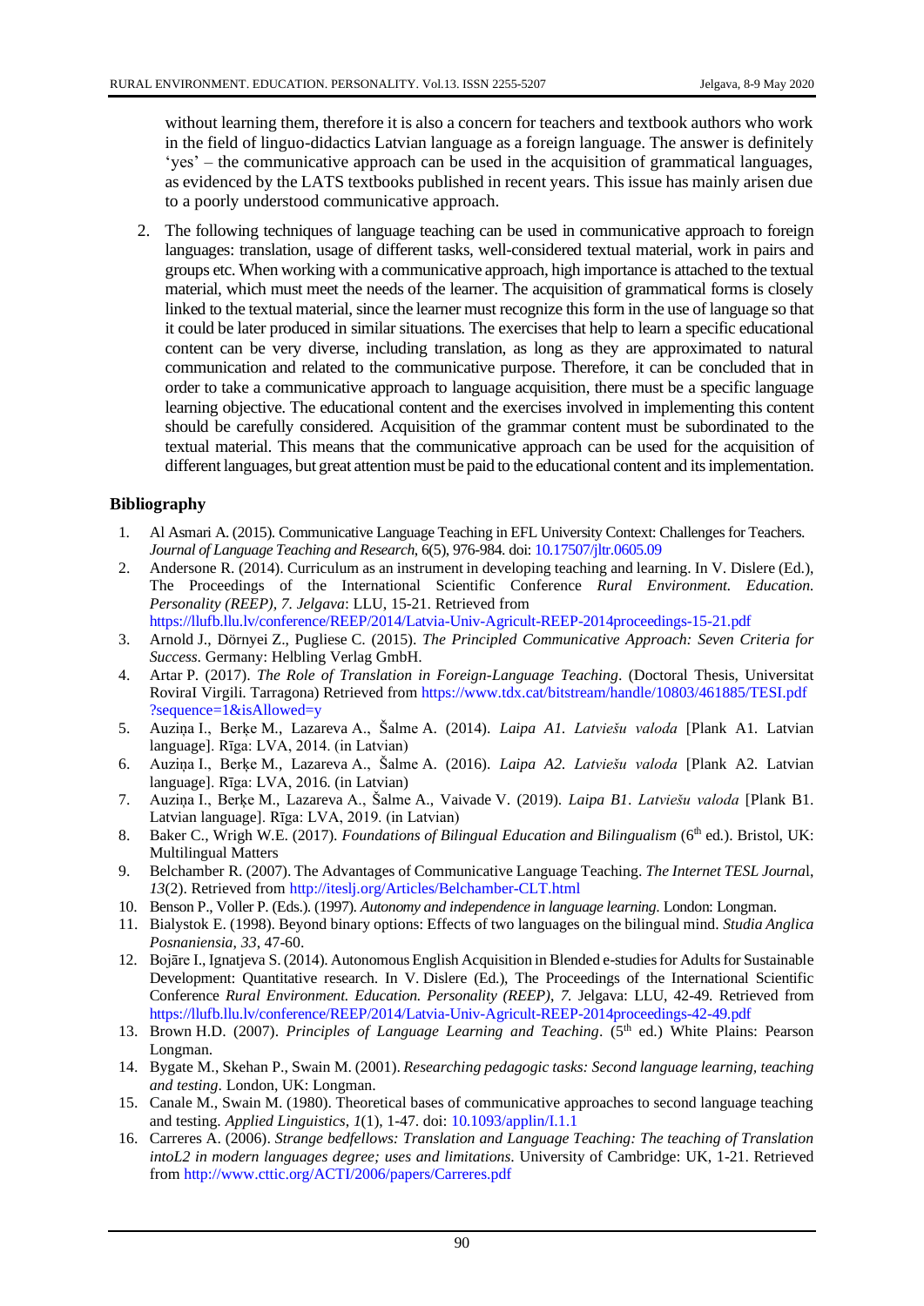without learning them, therefore it is also a concern for teachers and textbook authors who work in the field of linguo-didactics Latvian language as a foreign language. The answer is definitely 'yes' – the communicative approach can be used in the acquisition of grammatical languages, as evidenced by the LATS textbooks published in recent years. This issue has mainly arisen due to a poorly understood communicative approach.

2. The following techniques of language teaching can be used in communicative approach to foreign languages: translation, usage of different tasks, well-considered textual material, work in pairs and groups etc. When working with a communicative approach, high importance is attached to the textual material, which must meet the needs of the learner. The acquisition of grammatical forms is closely linked to the textual material, since the learner must recognize this form in the use of language so that it could be later produced in similar situations. The exercises that help to learn a specific educational content can be very diverse, including translation, as long as they are approximated to natural communication and related to the communicative purpose. Therefore, it can be concluded that in order to take a communicative approach to language acquisition, there must be a specific language learning objective. The educational content and the exercises involved in implementing this content should be carefully considered. Acquisition of the grammar content must be subordinated to the textual material. This means that the communicative approach can be used for the acquisition of different languages, but great attention must be paid to the educational content and its implementation.

## Bibliography

1. Al Asmari A. (2015). Communicative Language Teaching in EFL University Context: Challenges for Teachers. *Journal of Language Teaching and Research*, 6(5), 976-984. doi: 10.17507/jltr.0605.09
2. Andersone R. (2014). Curriculum as an instrument in developing teaching and learning. In V. Dislere (Ed.), The Proceedings of the International Scientific Conference *Rural Environment. Education. Personality (REEP)*, *7*. *Jelgava*: LLU, 15-21. Retrieved from https://llufb.llu.lv/conference/REEP/2014/Latvia-Univ-Agricult-REEP-2014proceedings-15-21.pdf
3. Arnold J., Dörnyei Z., Pugliese C. (2015). *The Principled Communicative Approach: Seven Criteria for Success*. Germany: Helbling Verlag GmbH.
4. Artar P. (2017). *The Role of Translation in Foreign-Language Teaching*. (Doctoral Thesis, Universitat RoviraI Virgili. Tarragona) Retrieved from https://www.tdx.cat/bitstream/handle/10803/461885/TESI.pdf?sequence=1&isAllowed=y
5. Auziņa I., Berķe M., Lazareva A., Šalme A. (2014). *Laipa A1. Latviešu valoda* [Plank A1. Latvian language]. Rīga: LVA, 2014. (in Latvian)
6. Auziņa I., Berķe M., Lazareva A., Šalme A. (2016). *Laipa A2. Latviešu valoda* [Plank A2. Latvian language]. Rīga: LVA, 2016. (in Latvian)
7. Auziņa I., Berķe M., Lazareva A., Šalme A., Vaivade V. (2019). *Laipa B1. Latviešu valoda* [Plank B1. Latvian language]. Rīga: LVA, 2019. (in Latvian)
8. Baker C., Wrigh W.E. (2017). *Foundations of Bilingual Education and Bilingualism* (6th ed.). Bristol, UK: Multilingual Matters
9. Belchamber R. (2007). The Advantages of Communicative Language Teaching. *The Internet TESL Journal*, *13*(2). Retrieved from http://iteslj.org/Articles/Belchamber-CLT.html
10. Benson P., Voller P. (Eds.). (1997). *Autonomy and independence in language learning*. London: Longman.
11. Bialystok E. (1998). Beyond binary options: Effects of two languages on the bilingual mind. *Studia Anglica Posnaniensia*, *33*, 47-60.
12. Bojāre I., Ignatjeva S. (2014). Autonomous English Acquisition in Blended e-studies for Adults for Sustainable Development: Quantitative research. In V. Dislere (Ed.), The Proceedings of the International Scientific Conference *Rural Environment. Education. Personality (REEP)*, *7*. Jelgava: LLU, 42-49. Retrieved from https://llufb.llu.lv/conference/REEP/2014/Latvia-Univ-Agricult-REEP-2014proceedings-42-49.pdf
13. Brown H.D. (2007). *Principles of Language Learning and Teaching*. (5th ed.) White Plains: Pearson Longman.
14. Bygate M., Skehan P., Swain M. (2001). *Researching pedagogic tasks: Second language learning, teaching and testing*. London, UK: Longman.
15. Canale M., Swain M. (1980). Theoretical bases of communicative approaches to second language teaching and testing. *Applied Linguistics*, *1*(1), 1-47. doi: 10.1093/applin/I.1.1
16. Carreres A. (2006). *Strange bedfellows: Translation and Language Teaching: The teaching of Translation intoL2 in modern languages degree; uses and limitations*. University of Cambridge: UK, 1-21. Retrieved from http://www.cttic.org/ACTI/2006/papers/Carreres.pdf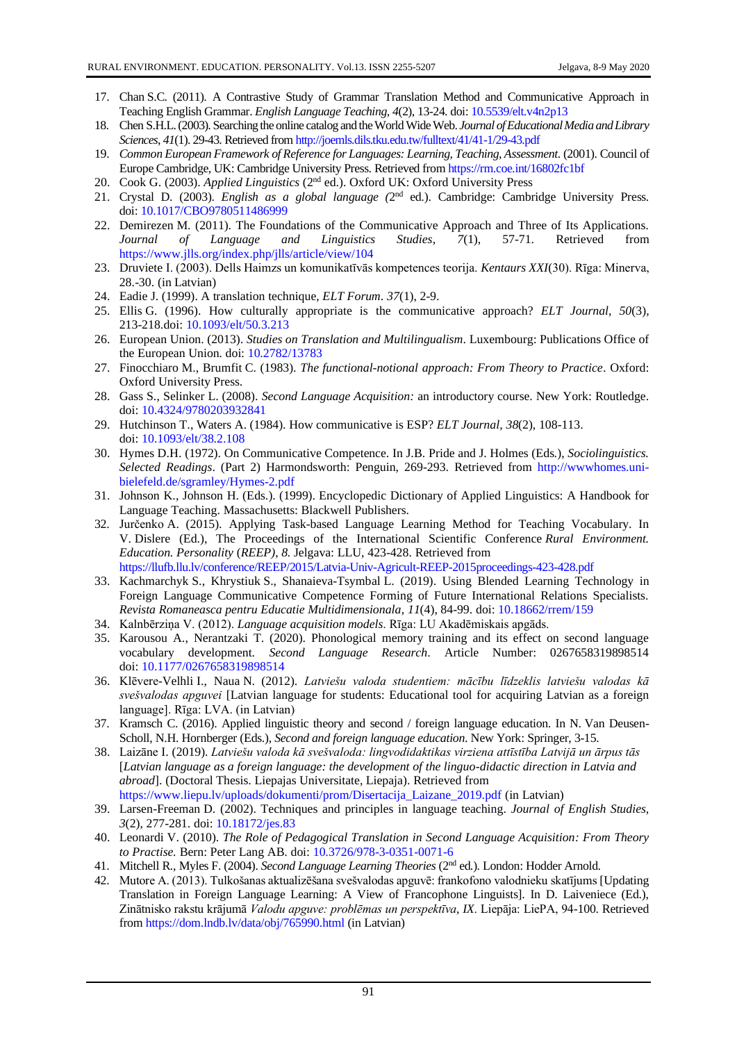17. Chan S.C. (2011). A Contrastive Study of Grammar Translation Method and Communicative Approach in Teaching English Grammar. *English Language Teaching*, *4*(2), 13-24. doi: 10.5539/elt.v4n2p13
18. Chen S.H.L. (2003). Searching the online catalog and the World Wide Web. *Journal of Educational Media and Library Sciences*, *41*(1). 29-43. Retrieved from http://joemls.dils.tku.edu.tw/fulltext/41/41-1/29-43.pdf
19. *Common European Framework of Reference for Languages: Learning, Teaching, Assessment*. (2001). Council of Europe Cambridge, UK: Cambridge University Press. Retrieved from https://rm.coe.int/16802fc1bf
20. Cook G. (2003). *Applied Linguistics* (2nd ed.). Oxford UK: Oxford University Press
21. Crystal D. (2003). *English as a global language* (2nd ed.). Cambridge: Cambridge University Press. doi: 10.1017/CBO9780511486999
22. Demirezen M. (2011). The Foundations of the Communicative Approach and Three of Its Applications. *Journal of Language and Linguistics Studies*, *7*(1), 57-71. Retrieved from https://www.jlls.org/index.php/jlls/article/view/104
23. Druviete I. (2003). Dells Haimzs un komunikatīvās kompetences teorija. *Kentaurs XXI*(30). Rīga: Minerva, 28.-30. (in Latvian)
24. Eadie J. (1999). A translation technique, *ELT Forum*. *37*(1), 2-9.
25. Ellis G. (1996). How culturally appropriate is the communicative approach? *ELT Journal*, *50*(3), 213-218.doi: 10.1093/elt/50.3.213
26. European Union. (2013). *Studies on Translation and Multilingualism*. Luxembourg: Publications Office of the European Union. doi: 10.2782/13783
27. Finocchiaro M., Brumfit C. (1983). *The functional-notional approach: From Theory to Practice*. Oxford: Oxford University Press.
28. Gass S., Selinker L. (2008). *Second Language Acquisition:* an introductory course. New York: Routledge. doi: 10.4324/9780203932841
29. Hutchinson T., Waters A. (1984). How communicative is ESP? *ELT Journal*, *38*(2), 108-113. doi: 10.1093/elt/38.2.108
30. Hymes D.H. (1972). On Communicative Competence. In J.B. Pride and J. Holmes (Eds.), *Sociolinguistics. Selected Readings*. (Part 2) Harmondsworth: Penguin, 269-293. Retrieved from http://wwwhomes.uni-bielefeld.de/sgramley/Hymes-2.pdf
31. Johnson K., Johnson H. (Eds.). (1999). Encyclopedic Dictionary of Applied Linguistics: A Handbook for Language Teaching. Massachusetts: Blackwell Publishers.
32. Jurčenko A. (2015). Applying Task-based Language Learning Method for Teaching Vocabulary. In V. Dislere (Ed.), The Proceedings of the International Scientific Conference *Rural Environment. Education. Personality* (*REEP*), *8*. Jelgava: LLU, 423-428. Retrieved from https://llufb.llu.lv/conference/REEP/2015/Latvia-Univ-Agricult-REEP-2015proceedings-423-428.pdf
33. Kachmarchyk S., Khrystiuk S., Shanaieva-Tsymbal L. (2019). Using Blended Learning Technology in Foreign Language Communicative Competence Forming of Future International Relations Specialists. *Revista Romaneasca pentru Educatie Multidimensionala*, *11*(4), 84-99. doi: 10.18662/rrem/159
34. Kalnbērziņa V. (2012). *Language acquisition models*. Rīga: LU Akadēmiskais apgāds.
35. Karousou A., Nerantzaki T. (2020). Phonological memory training and its effect on second language vocabulary development. *Second Language Research*. Article Number: 0267658319898514 doi: 10.1177/0267658319898514
36. Klēvere-Velhli I., Naua N. (2012). *Latviešu valoda studentiem: mācību līdzeklis latviešu valodas kā svešvalodas apguvei* [Latvian language for students: Educational tool for acquiring Latvian as a foreign language]. Rīga: LVA. (in Latvian)
37. Kramsch C. (2016). Applied linguistic theory and second / foreign language education. In N. Van Deusen-Scholl, N.H. Hornberger (Eds.), *Second and foreign language education*. New York: Springer, 3-15.
38. Laizāne I. (2019). *Latviešu valoda kā svešvaloda: lingvodidaktikas virziena attīstība Latvijā un ārpus tās* [*Latvian language as a foreign language: the development of the linguo-didactic direction in Latvia and abroad*]. (Doctoral Thesis. Liepajas Universitate, Liepaja). Retrieved from https://www.liepu.lv/uploads/dokumenti/prom/Disertacija_Laizane_2019.pdf (in Latvian)
39. Larsen-Freeman D. (2002). Techniques and principles in language teaching. *Journal of English Studies*, *3*(2), 277-281. doi: 10.18172/jes.83
40. Leonardi V. (2010). *The Role of Pedagogical Translation in Second Language Acquisition: From Theory to Practise.* Bern: Peter Lang AB. doi: 10.3726/978-3-0351-0071-6
41. Mitchell R., Myles F. (2004). *Second Language Learning Theories* (2nd ed.). London: Hodder Arnold.
42. Mutore A. (2013). Tulkošanas aktualizēšana svešvalodas apguvē: frankofono valodnieku skatījums [Updating Translation in Foreign Language Learning: A View of Francophone Linguists]. In D. Laiveniece (Ed.), Zinātnisko rakstu krājumā *Valodu apguve: problēmas un perspektīva*, *IX*. Liepāja: LiePA, 94-100. Retrieved from https://dom.lndb.lv/data/obj/765990.html (in Latvian)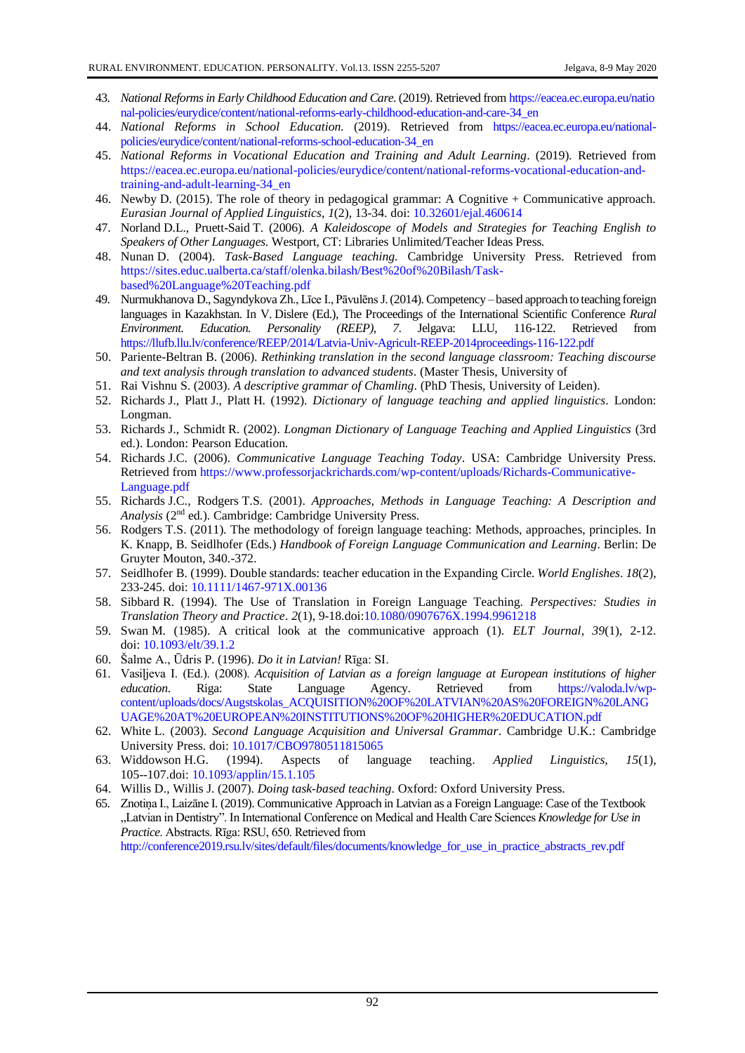43. *National Reforms in Early Childhood Education and Care.* (2019). Retrieved from https://eacea.ec.europa.eu/national-policies/eurydice/content/national-reforms-early-childhood-education-and-care-34_en
44. *National Reforms in School Education.* (2019). Retrieved from https://eacea.ec.europa.eu/national-policies/eurydice/content/national-reforms-school-education-34_en
45. *National Reforms in Vocational Education and Training and Adult Learning*. (2019). Retrieved from https://eacea.ec.europa.eu/national-policies/eurydice/content/national-reforms-vocational-education-and-training-and-adult-learning-34_en
46. Newby D. (2015). The role of theory in pedagogical grammar: A Cognitive + Communicative approach. *Eurasian Journal of Applied Linguistics*, *1*(2), 13-34. doi: 10.32601/ejal.460614
47. Norland D.L., Pruett-Said T. (2006). *A Kaleidoscope of Models and Strategies for Teaching English to Speakers of Other Languages.* Westport, CT: Libraries Unlimited/Teacher Ideas Press.
48. Nunan D. (2004). *Task-Based Language teaching.* Cambridge University Press. Retrieved from https://sites.educ.ualberta.ca/staff/olenka.bilash/Best%20of%20Bilash/Task-based%20Language%20Teaching.pdf
49. Nurmukhanova D., Sagyndykova Zh., Līce I., Pāvulēns J. (2014). Competency – based approach to teaching foreign languages in Kazakhstan. In V. Dislere (Ed.), The Proceedings of the International Scientific Conference *Rural Environment. Education. Personality (REEP), 7.* Jelgava: LLU, 116-122. Retrieved from https://llufb.llu.lv/conference/REEP/2014/Latvia-Univ-Agricult-REEP-2014proceedings-116-122.pdf
50. Pariente-Beltran B. (2006). *Rethinking translation in the second language classroom: Teaching discourse and text analysis through translation to advanced students*. (Master Thesis, University of
51. Rai Vishnu S. (2003). *A descriptive grammar of Chamling*. (PhD Thesis, University of Leiden).
52. Richards J., Platt J., Platt H. (1992). *Dictionary of language teaching and applied linguistics*. London: Longman.
53. Richards J., Schmidt R. (2002). *Longman Dictionary of Language Teaching and Applied Linguistics* (3rd ed.). London: Pearson Education.
54. Richards J.C. (2006). *Communicative Language Teaching Today*. USA: Cambridge University Press. Retrieved from https://www.professorjackrichards.com/wp-content/uploads/Richards-Communicative-Language.pdf
55. Richards J.C., Rodgers T.S. (2001). *Approaches, Methods in Language Teaching: A Description and Analysis* (2nd ed.). Cambridge: Cambridge University Press.
56. Rodgers T.S. (2011). The methodology of foreign language teaching: Methods, approaches, principles. In K. Knapp, B. Seidlhofer (Eds.) *Handbook of Foreign Language Communication and Learning*. Berlin: De Gruyter Mouton, 340.-372.
57. Seidlhofer B. (1999). Double standards: teacher education in the Expanding Circle. *World Englishes*. *18*(2), 233-245. doi: 10.1111/1467-971X.00136
58. Sibbard R. (1994). The Use of Translation in Foreign Language Teaching. *Perspectives: Studies in Translation Theory and Practice*. *2*(1), 9-18.doi:10.1080/0907676X.1994.9961218
59. Swan M. (1985). A critical look at the communicative approach (1). *ELT Journal*, *39*(1), 2-12. doi: 10.1093/elt/39.1.2
60. Šalme A., Ūdris P. (1996). *Do it in Latvian!* Rīga: SI.
61. Vasiļjeva I. (Ed.). (2008). *Acquisition of Latvian as a foreign language at European institutions of higher education.* Riga: State Language Agency. Retrieved from https://valoda.lv/wp-content/uploads/docs/Augstskolas_ACQUISITION%20OF%20LATVIAN%20AS%20FOREIGN%20LANGUAGE%20AT%20EUROPEAN%20INSTITUTIONS%20OF%20HIGHER%20EDUCATION.pdf
62. White L. (2003). *Second Language Acquisition and Universal Grammar*. Cambridge U.K.: Cambridge University Press. doi: 10.1017/CBO9780511815065
63. Widdowson H.G. (1994). Aspects of language teaching. *Applied Linguistics, 15*(1), 105--107.doi: 10.1093/applin/15.1.105
64. Willis D., Willis J. (2007). *Doing task-based teaching*. Oxford: Oxford University Press.
65. Znotiņa I., Laizāne I. (2019). Communicative Approach in Latvian as a Foreign Language: Case of the Textbook „Latvian in Dentistry". In International Conference on Medical and Health Care Sciences *Knowledge for Use in Practice.* Abstracts. Rīga: RSU, 650. Retrieved from http://conference2019.rsu.lv/sites/default/files/documents/knowledge_for_use_in_practice_abstracts_rev.pdf